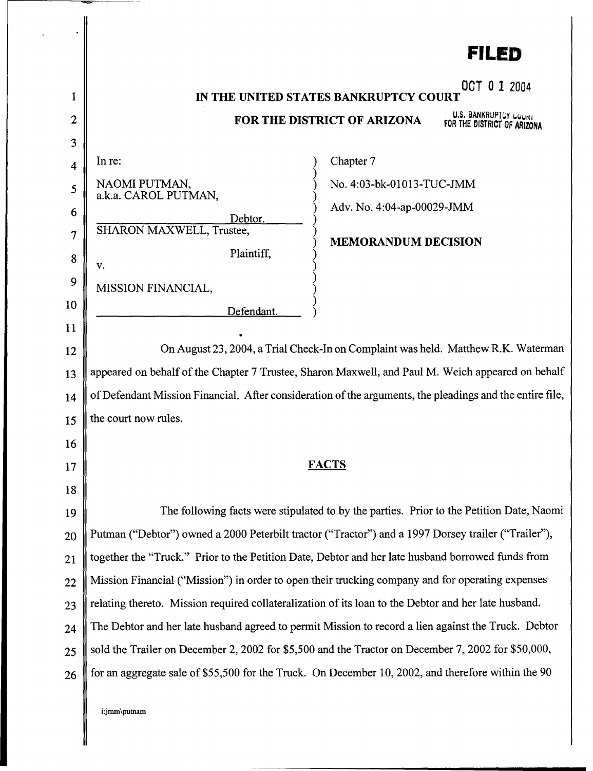**FILED**

OCT 0 1 2004

U.S. BANKRUPTCY COURT FOR THE DISTRICT OF ARIZONA

**IN THE UNITED STATES BANKRUPTCY COURT**

**FOR THE DISTRICT OF ARIZONA**

| | |
|---|---|
| In re: | Chapter 7 |
| NAOMI PUTMAN, a.k.a. CAROL PUTMAN, Debtor. | No. 4:03-bk-01013-TUC-JMM |
| SHARON MAXWELL, Trustee, Plaintiff, | Adv. No. 4:04-ap-00029-JMM |
| v. | **MEMORANDUM DECISION** |
| MISSION FINANCIAL, Defendant. | |

On August 23, 2004, a Trial Check-In on Complaint was held. Matthew R.K. Waterman appeared on behalf of the Chapter 7 Trustee, Sharon Maxwell, and Paul M. Weich appeared on behalf of Defendant Mission Financial. After consideration of the arguments, the pleadings and the entire file, the court now rules.

## FACTS

The following facts were stipulated to by the parties. Prior to the Petition Date, Naomi Putman ("Debtor") owned a 2000 Peterbilt tractor ("Tractor") and a 1997 Dorsey trailer ("Trailer"), together the "Truck." Prior to the Petition Date, Debtor and her late husband borrowed funds from Mission Financial ("Mission") in order to open their trucking company and for operating expenses relating thereto. Mission required collateralization of its loan to the Debtor and her late husband. The Debtor and her late husband agreed to permit Mission to record a lien against the Truck. Debtor sold the Trailer on December 2, 2002 for $5,500 and the Tractor on December 7, 2002 for $50,000, for an aggregate sale of $55,500 for the Truck. On December 10, 2002, and therefore within the 90

i:jmm\putnam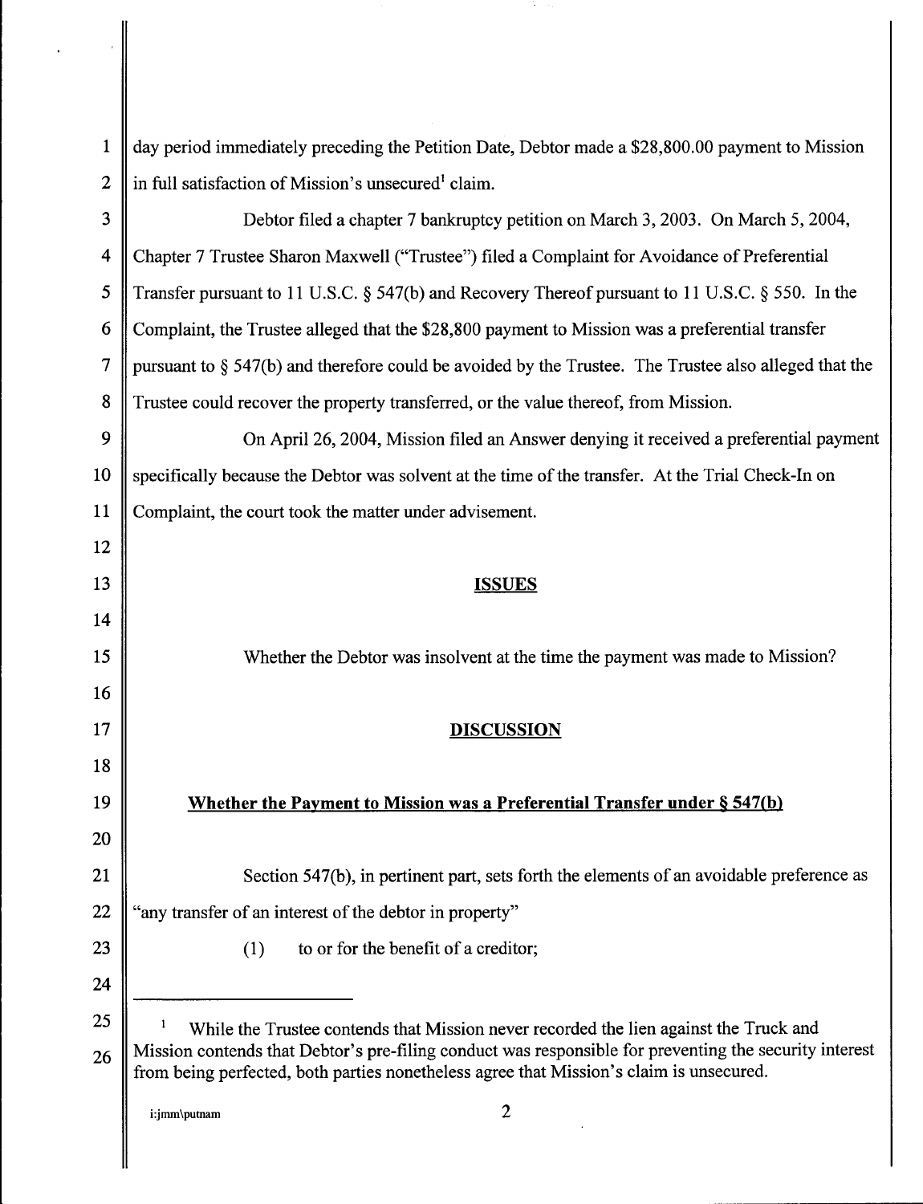day period immediately preceding the Petition Date, Debtor made a $28,800.00 payment to Mission in full satisfaction of Mission's unsecured[1] claim.

Debtor filed a chapter 7 bankruptcy petition on March 3, 2003. On March 5, 2004, Chapter 7 Trustee Sharon Maxwell ("Trustee") filed a Complaint for Avoidance of Preferential Transfer pursuant to 11 U.S.C. § 547(b) and Recovery Thereof pursuant to 11 U.S.C. § 550. In the Complaint, the Trustee alleged that the $28,800 payment to Mission was a preferential transfer pursuant to § 547(b) and therefore could be avoided by the Trustee. The Trustee also alleged that the Trustee could recover the property transferred, or the value thereof, from Mission.

On April 26, 2004, Mission filed an Answer denying it received a preferential payment specifically because the Debtor was solvent at the time of the transfer. At the Trial Check-In on Complaint, the court took the matter under advisement.

## ISSUES

Whether the Debtor was insolvent at the time the payment was made to Mission?

## DISCUSSION

### Whether the Payment to Mission was a Preferential Transfer under § 547(b)

Section 547(b), in pertinent part, sets forth the elements of an avoidable preference as "any transfer of an interest of the debtor in property"

(1) to or for the benefit of a creditor;

---

[1] While the Trustee contends that Mission never recorded the lien against the Truck and Mission contends that Debtor's pre-filing conduct was responsible for preventing the security interest from being perfected, both parties nonetheless agree that Mission's claim is unsecured.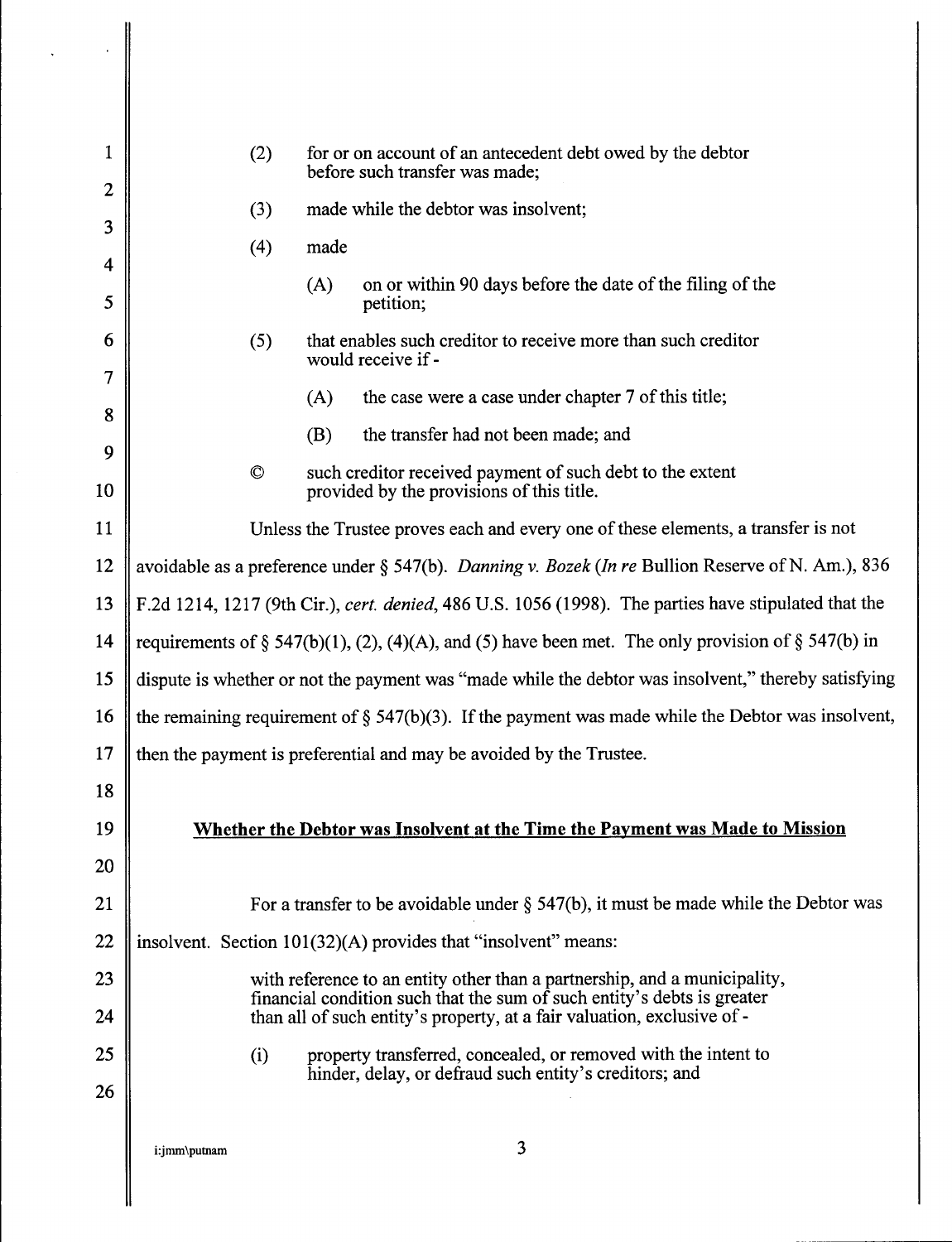> (2) for or on account of an antecedent debt owed by the debtor before such transfer was made;
>
> (3) made while the debtor was insolvent;
>
> (4) made
>
> > (A) on or within 90 days before the date of the filing of the petition;
>
> (5) that enables such creditor to receive more than such creditor would receive if -
>
> > (A) the case were a case under chapter 7 of this title;
> >
> > (B) the transfer had not been made; and
>
> © such creditor received payment of such debt to the extent provided by the provisions of this title.

Unless the Trustee proves each and every one of these elements, a transfer is not avoidable as a preference under § 547(b). *Danning v. Bozek (In re* Bullion Reserve of N. Am.), 836 F.2d 1214, 1217 (9th Cir.), *cert. denied*, 486 U.S. 1056 (1998). The parties have stipulated that the requirements of § 547(b)(1), (2), (4)(A), and (5) have been met. The only provision of § 547(b) in dispute is whether or not the payment was "made while the debtor was insolvent," thereby satisfying the remaining requirement of § 547(b)(3). If the payment was made while the Debtor was insolvent, then the payment is preferential and may be avoided by the Trustee.

**Whether the Debtor was Insolvent at the Time the Payment was Made to Mission**

For a transfer to be avoidable under § 547(b), it must be made while the Debtor was insolvent. Section 101(32)(A) provides that "insolvent" means:

> with reference to an entity other than a partnership, and a municipality, financial condition such that the sum of such entity's debts is greater than all of such entity's property, at a fair valuation, exclusive of -
>
> (i) property transferred, concealed, or removed with the intent to hinder, delay, or defraud such entity's creditors; and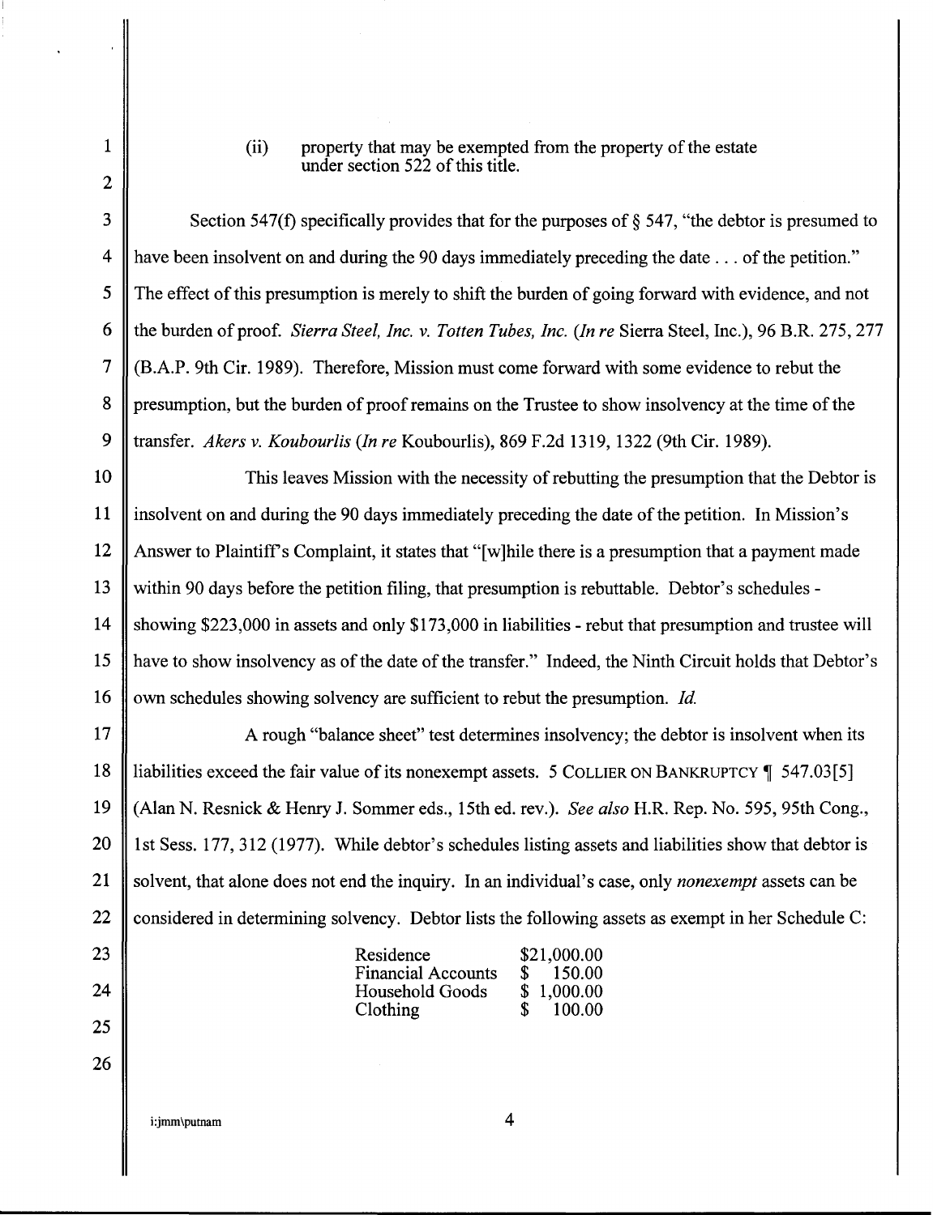(ii) property that may be exempted from the property of the estate under section 522 of this title.

Section 547(f) specifically provides that for the purposes of § 547, "the debtor is presumed to have been insolvent on and during the 90 days immediately preceding the date . . . of the petition." The effect of this presumption is merely to shift the burden of going forward with evidence, and not the burden of proof. *Sierra Steel, Inc. v. Totten Tubes, Inc.* (*In re* Sierra Steel, Inc.), 96 B.R. 275, 277 (B.A.P. 9th Cir. 1989). Therefore, Mission must come forward with some evidence to rebut the presumption, but the burden of proof remains on the Trustee to show insolvency at the time of the transfer. *Akers v. Koubourlis* (*In re* Koubourlis), 869 F.2d 1319, 1322 (9th Cir. 1989).

This leaves Mission with the necessity of rebutting the presumption that the Debtor is insolvent on and during the 90 days immediately preceding the date of the petition. In Mission's Answer to Plaintiff's Complaint, it states that "[w]hile there is a presumption that a payment made within 90 days before the petition filing, that presumption is rebuttable. Debtor's schedules - showing $223,000 in assets and only $173,000 in liabilities - rebut that presumption and trustee will have to show insolvency as of the date of the transfer." Indeed, the Ninth Circuit holds that Debtor's own schedules showing solvency are sufficient to rebut the presumption. *Id.*

A rough "balance sheet" test determines insolvency; the debtor is insolvent when its liabilities exceed the fair value of its nonexempt assets. 5 COLLIER ON BANKRUPTCY ¶ 547.03[5] (Alan N. Resnick & Henry J. Sommer eds., 15th ed. rev.). *See also* H.R. Rep. No. 595, 95th Cong., 1st Sess. 177, 312 (1977). While debtor's schedules listing assets and liabilities show that debtor is solvent, that alone does not end the inquiry. In an individual's case, only *nonexempt* assets can be considered in determining solvency. Debtor lists the following assets as exempt in her Schedule C:

| | |
|---|---|
| Residence | $21,000.00 |
| Financial Accounts | $ 150.00 |
| Household Goods | $ 1,000.00 |
| Clothing | $ 100.00 |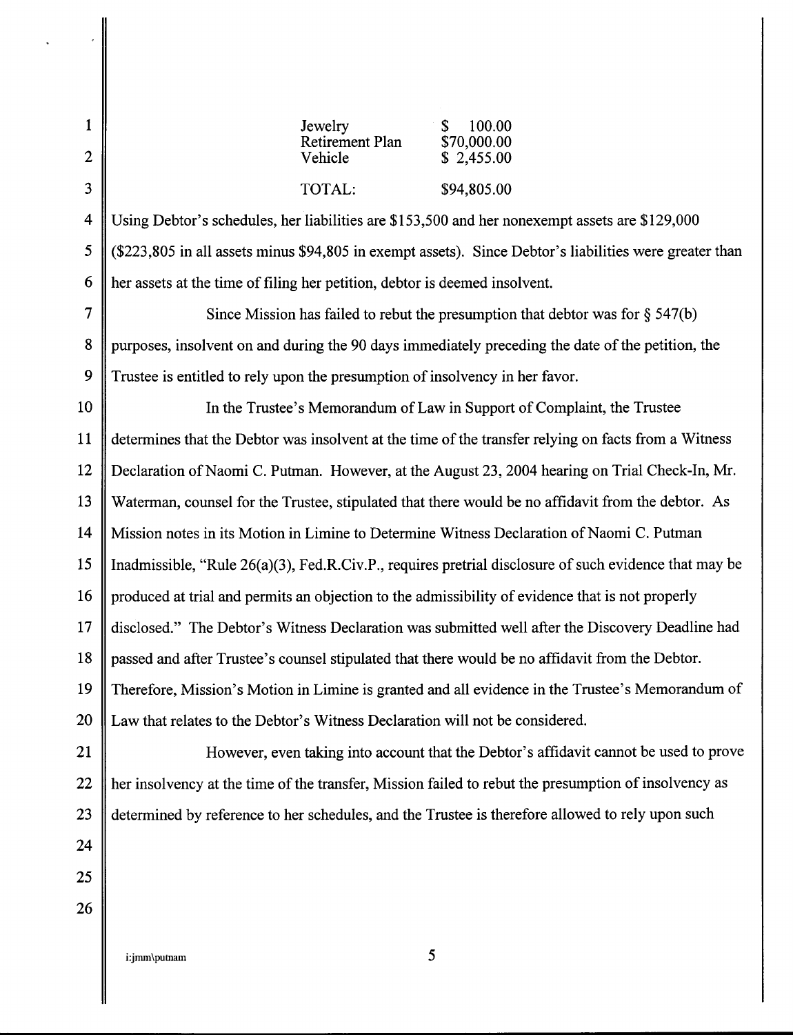| | |
|---|---|
| Jewelry | $ 100.00 |
| Retirement Plan | $70,000.00 |
| Vehicle | $ 2,455.00 |
| TOTAL: | $94,805.00 |

Using Debtor's schedules, her liabilities are $153,500 and her nonexempt assets are $129,000 ($223,805 in all assets minus $94,805 in exempt assets). Since Debtor's liabilities were greater than her assets at the time of filing her petition, debtor is deemed insolvent.

Since Mission has failed to rebut the presumption that debtor was for § 547(b) purposes, insolvent on and during the 90 days immediately preceding the date of the petition, the Trustee is entitled to rely upon the presumption of insolvency in her favor.

In the Trustee's Memorandum of Law in Support of Complaint, the Trustee determines that the Debtor was insolvent at the time of the transfer relying on facts from a Witness Declaration of Naomi C. Putman. However, at the August 23, 2004 hearing on Trial Check-In, Mr. Waterman, counsel for the Trustee, stipulated that there would be no affidavit from the debtor. As Mission notes in its Motion in Limine to Determine Witness Declaration of Naomi C. Putman Inadmissible, "Rule 26(a)(3), Fed.R.Civ.P., requires pretrial disclosure of such evidence that may be produced at trial and permits an objection to the admissibility of evidence that is not properly disclosed." The Debtor's Witness Declaration was submitted well after the Discovery Deadline had passed and after Trustee's counsel stipulated that there would be no affidavit from the Debtor. Therefore, Mission's Motion in Limine is granted and all evidence in the Trustee's Memorandum of Law that relates to the Debtor's Witness Declaration will not be considered.

However, even taking into account that the Debtor's affidavit cannot be used to prove her insolvency at the time of the transfer, Mission failed to rebut the presumption of insolvency as determined by reference to her schedules, and the Trustee is therefore allowed to rely upon such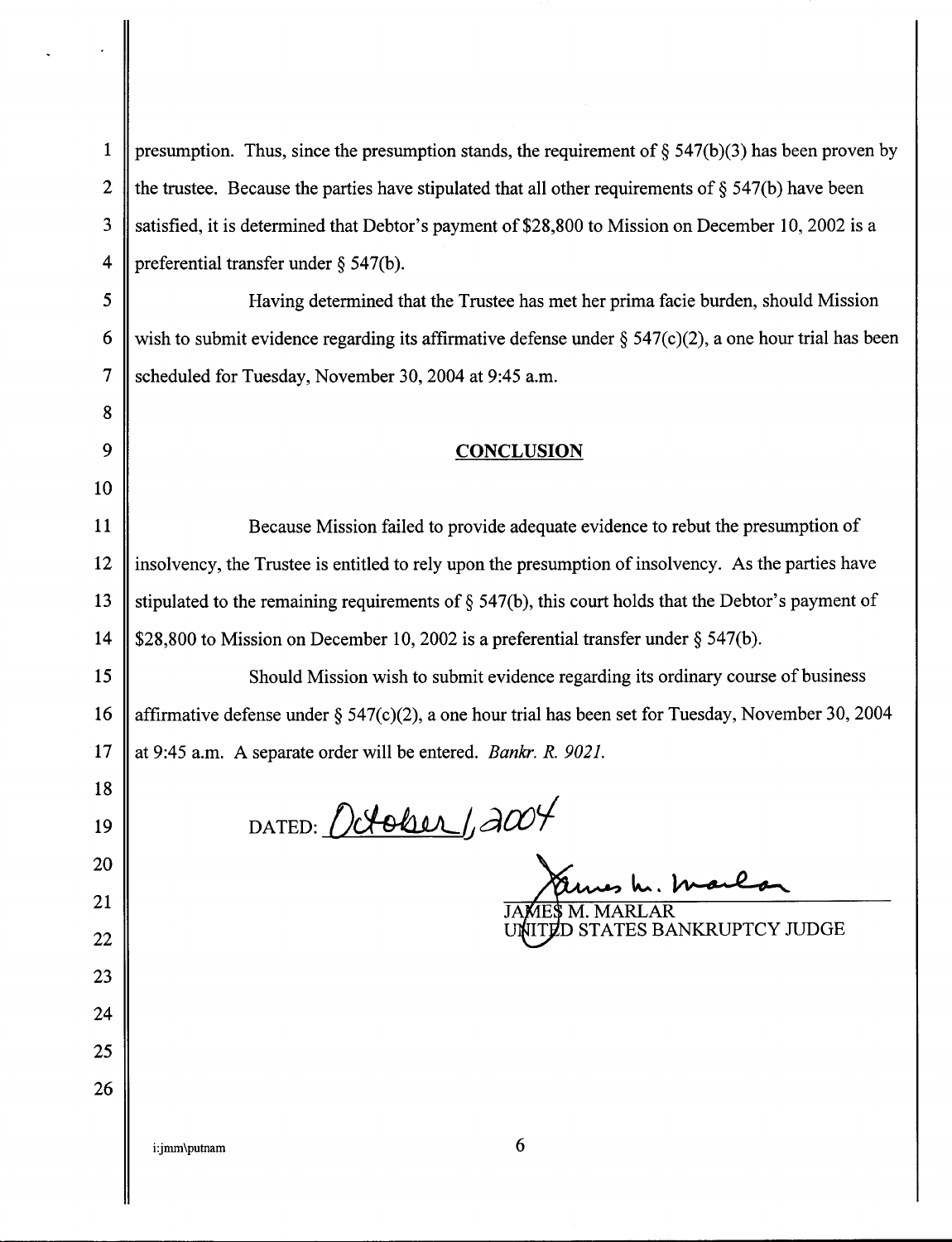presumption. Thus, since the presumption stands, the requirement of § 547(b)(3) has been proven by the trustee. Because the parties have stipulated that all other requirements of § 547(b) have been satisfied, it is determined that Debtor's payment of $28,800 to Mission on December 10, 2002 is a preferential transfer under § 547(b).

Having determined that the Trustee has met her prima facie burden, should Mission wish to submit evidence regarding its affirmative defense under § 547(c)(2), a one hour trial has been scheduled for Tuesday, November 30, 2004 at 9:45 a.m.

## CONCLUSION

Because Mission failed to provide adequate evidence to rebut the presumption of insolvency, the Trustee is entitled to rely upon the presumption of insolvency. As the parties have stipulated to the remaining requirements of § 547(b), this court holds that the Debtor's payment of $28,800 to Mission on December 10, 2002 is a preferential transfer under § 547(b).

Should Mission wish to submit evidence regarding its ordinary course of business affirmative defense under § 547(c)(2), a one hour trial has been set for Tuesday, November 30, 2004 at 9:45 a.m. A separate order will be entered. *Bankr. R. 9021.*

DATED: October 1, 2004

JAMES M. MARLAR
UNITED STATES BANKRUPTCY JUDGE

i:jmm\putnam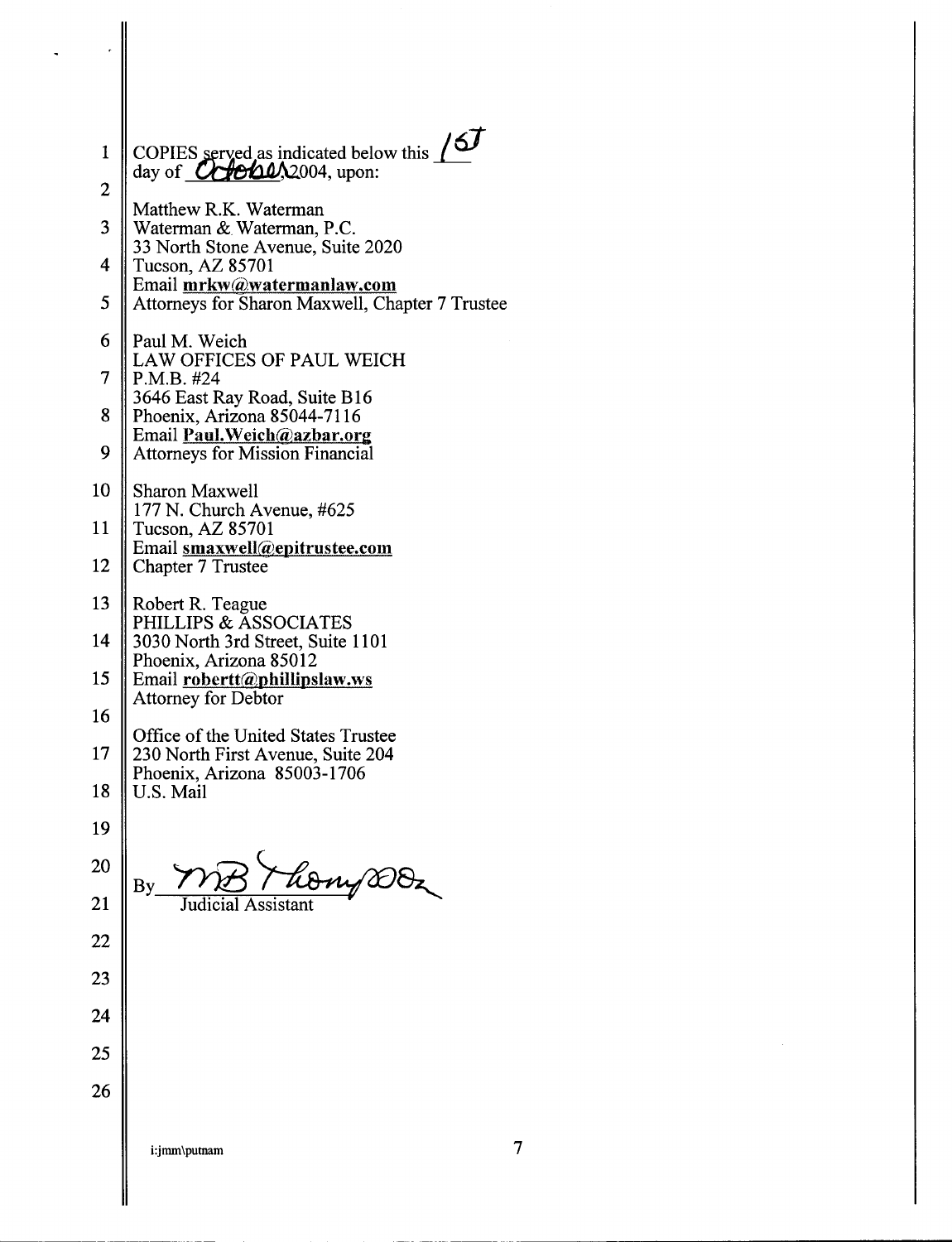COPIES served as indicated below this 1st day of October, 2004, upon:

Matthew R.K. Waterman
Waterman & Waterman, P.C.
33 North Stone Avenue, Suite 2020
Tucson, AZ 85701
Email **mrkw@watermanlaw.com**
Attorneys for Sharon Maxwell, Chapter 7 Trustee

Paul M. Weich
LAW OFFICES OF PAUL WEICH
P.M.B. #24
3646 East Ray Road, Suite B16
Phoenix, Arizona 85044-7116
Email **Paul.Weich@azbar.org**
Attorneys for Mission Financial

Sharon Maxwell
177 N. Church Avenue, #625
Tucson, AZ 85701
Email **smaxwell@epitrustee.com**
Chapter 7 Trustee

Robert R. Teague
PHILLIPS & ASSOCIATES
3030 North 3rd Street, Suite 1101
Phoenix, Arizona 85012
Email **robertt@phillipslaw.ws**
Attorney for Debtor

Office of the United States Trustee
230 North First Avenue, Suite 204
Phoenix, Arizona 85003-1706
U.S. Mail

By MB Thompson
Judicial Assistant

i:jmm\putnam